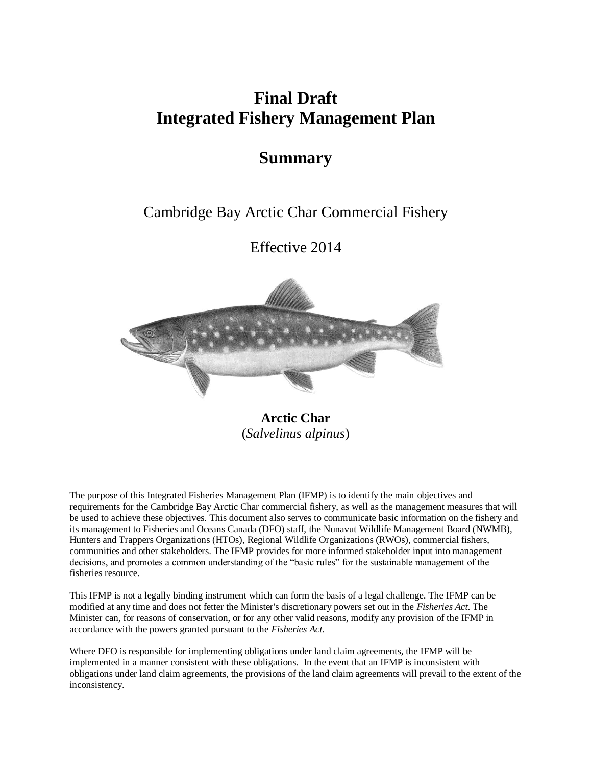# Final Draft
# Integrated Fishery Management Plan

## Summary

Cambridge Bay Arctic Char Commercial Fishery

Effective 2014

**Arctic Char**
(*Salvelinus alpinus*)

The purpose of this Integrated Fisheries Management Plan (IFMP) is to identify the main objectives and requirements for the Cambridge Bay Arctic Char commercial fishery, as well as the management measures that will be used to achieve these objectives. This document also serves to communicate basic information on the fishery and its management to Fisheries and Oceans Canada (DFO) staff, the Nunavut Wildlife Management Board (NWMB), Hunters and Trappers Organizations (HTOs), Regional Wildlife Organizations (RWOs), commercial fishers, communities and other stakeholders. The IFMP provides for more informed stakeholder input into management decisions, and promotes a common understanding of the "basic rules" for the sustainable management of the fisheries resource.

This IFMP is not a legally binding instrument which can form the basis of a legal challenge. The IFMP can be modified at any time and does not fetter the Minister's discretionary powers set out in the *Fisheries Act*. The Minister can, for reasons of conservation, or for any other valid reasons, modify any provision of the IFMP in accordance with the powers granted pursuant to the *Fisheries Act*.

Where DFO is responsible for implementing obligations under land claim agreements, the IFMP will be implemented in a manner consistent with these obligations. In the event that an IFMP is inconsistent with obligations under land claim agreements, the provisions of the land claim agreements will prevail to the extent of the inconsistency.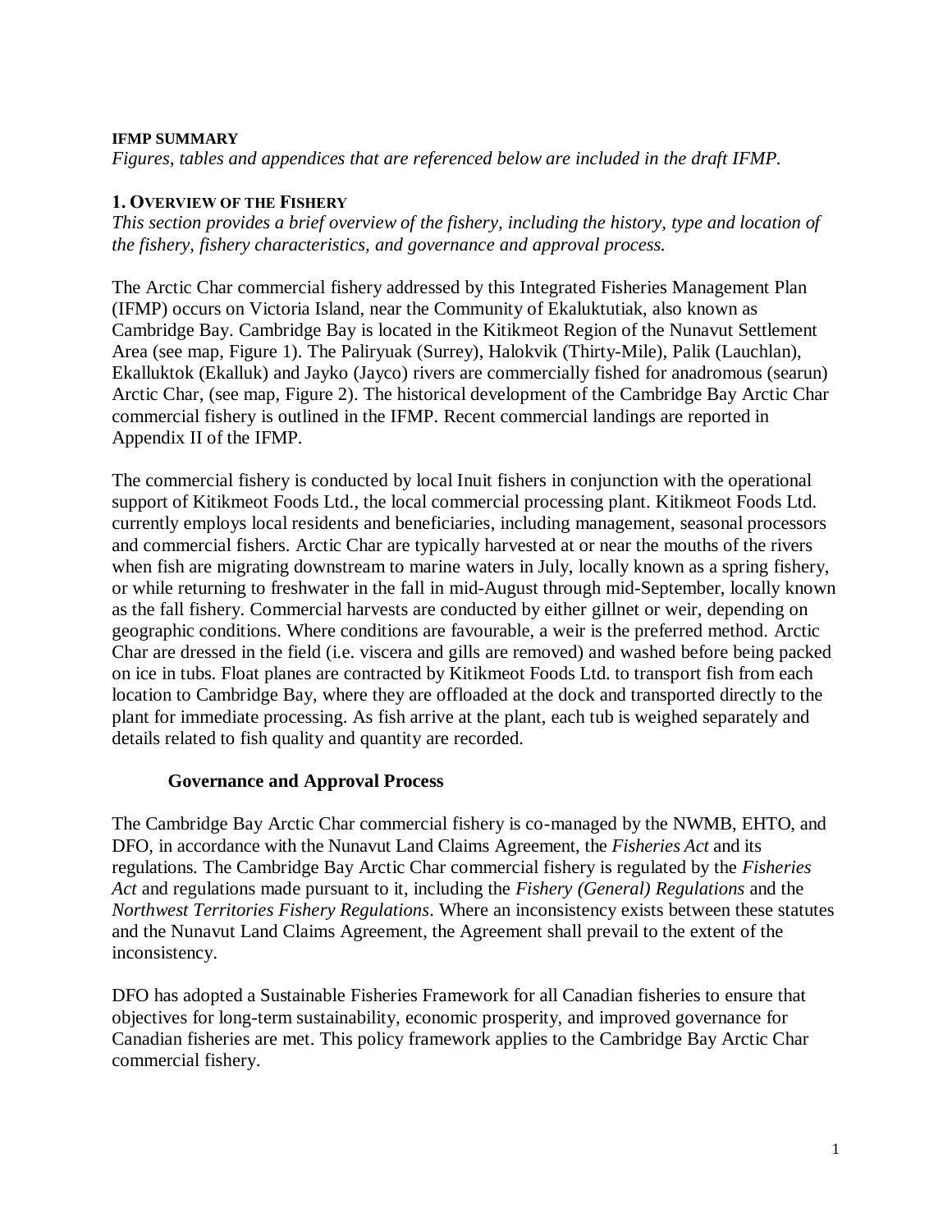**IFMP SUMMARY**

*Figures, tables and appendices that are referenced below are included in the draft IFMP.*

## 1. Overview of the Fishery

*This section provides a brief overview of the fishery, including the history, type and location of the fishery, fishery characteristics, and governance and approval process.*

The Arctic Char commercial fishery addressed by this Integrated Fisheries Management Plan (IFMP) occurs on Victoria Island, near the Community of Ekaluktutiak, also known as Cambridge Bay. Cambridge Bay is located in the Kitikmeot Region of the Nunavut Settlement Area (see map, Figure 1). The Paliryuak (Surrey), Halokvik (Thirty-Mile), Palik (Lauchlan), Ekalluktok (Ekalluk) and Jayko (Jayco) rivers are commercially fished for anadromous (searun) Arctic Char, (see map, Figure 2). The historical development of the Cambridge Bay Arctic Char commercial fishery is outlined in the IFMP. Recent commercial landings are reported in Appendix II of the IFMP.

The commercial fishery is conducted by local Inuit fishers in conjunction with the operational support of Kitikmeot Foods Ltd., the local commercial processing plant. Kitikmeot Foods Ltd. currently employs local residents and beneficiaries, including management, seasonal processors and commercial fishers. Arctic Char are typically harvested at or near the mouths of the rivers when fish are migrating downstream to marine waters in July, locally known as a spring fishery, or while returning to freshwater in the fall in mid-August through mid-September, locally known as the fall fishery. Commercial harvests are conducted by either gillnet or weir, depending on geographic conditions. Where conditions are favourable, a weir is the preferred method. Arctic Char are dressed in the field (i.e. viscera and gills are removed) and washed before being packed on ice in tubs. Float planes are contracted by Kitikmeot Foods Ltd. to transport fish from each location to Cambridge Bay, where they are offloaded at the dock and transported directly to the plant for immediate processing. As fish arrive at the plant, each tub is weighed separately and details related to fish quality and quantity are recorded.

### Governance and Approval Process

The Cambridge Bay Arctic Char commercial fishery is co-managed by the NWMB, EHTO, and DFO, in accordance with the Nunavut Land Claims Agreement, the *Fisheries Act* and its regulations. The Cambridge Bay Arctic Char commercial fishery is regulated by the *Fisheries Act* and regulations made pursuant to it, including the *Fishery (General) Regulations* and the *Northwest Territories Fishery Regulations*. Where an inconsistency exists between these statutes and the Nunavut Land Claims Agreement, the Agreement shall prevail to the extent of the inconsistency.

DFO has adopted a Sustainable Fisheries Framework for all Canadian fisheries to ensure that objectives for long-term sustainability, economic prosperity, and improved governance for Canadian fisheries are met. This policy framework applies to the Cambridge Bay Arctic Char commercial fishery.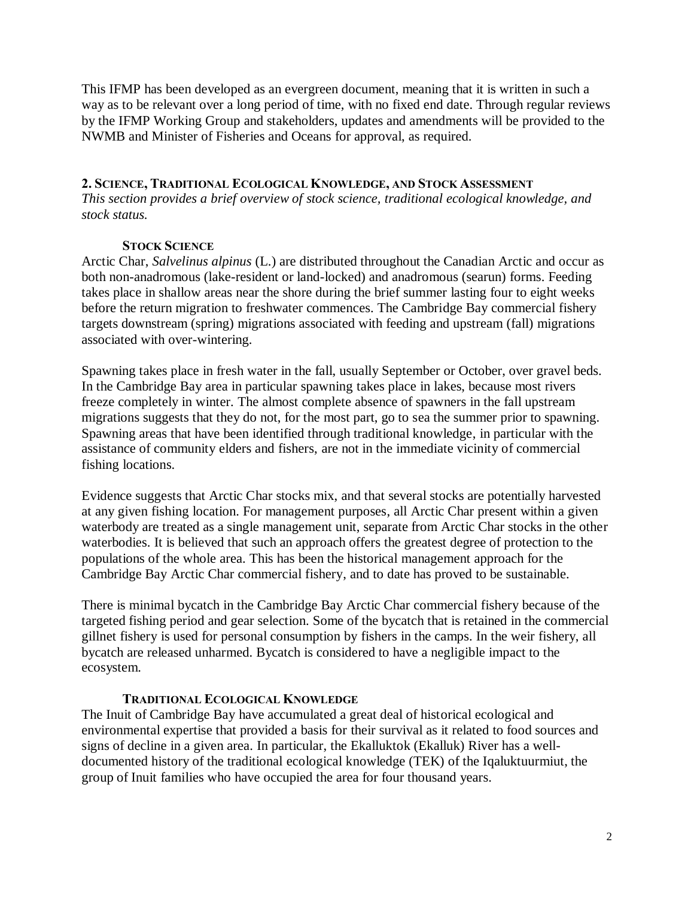This IFMP has been developed as an evergreen document, meaning that it is written in such a way as to be relevant over a long period of time, with no fixed end date. Through regular reviews by the IFMP Working Group and stakeholders, updates and amendments will be provided to the NWMB and Minister of Fisheries and Oceans for approval, as required.

## 2. Science, Traditional Ecological Knowledge, and Stock Assessment

*This section provides a brief overview of stock science, traditional ecological knowledge, and stock status.*

### Stock Science

Arctic Char, *Salvelinus alpinus* (L.) are distributed throughout the Canadian Arctic and occur as both non-anadromous (lake-resident or land-locked) and anadromous (searun) forms. Feeding takes place in shallow areas near the shore during the brief summer lasting four to eight weeks before the return migration to freshwater commences. The Cambridge Bay commercial fishery targets downstream (spring) migrations associated with feeding and upstream (fall) migrations associated with over-wintering.

Spawning takes place in fresh water in the fall, usually September or October, over gravel beds. In the Cambridge Bay area in particular spawning takes place in lakes, because most rivers freeze completely in winter. The almost complete absence of spawners in the fall upstream migrations suggests that they do not, for the most part, go to sea the summer prior to spawning. Spawning areas that have been identified through traditional knowledge, in particular with the assistance of community elders and fishers, are not in the immediate vicinity of commercial fishing locations.

Evidence suggests that Arctic Char stocks mix, and that several stocks are potentially harvested at any given fishing location. For management purposes, all Arctic Char present within a given waterbody are treated as a single management unit, separate from Arctic Char stocks in the other waterbodies. It is believed that such an approach offers the greatest degree of protection to the populations of the whole area. This has been the historical management approach for the Cambridge Bay Arctic Char commercial fishery, and to date has proved to be sustainable.

There is minimal bycatch in the Cambridge Bay Arctic Char commercial fishery because of the targeted fishing period and gear selection. Some of the bycatch that is retained in the commercial gillnet fishery is used for personal consumption by fishers in the camps. In the weir fishery, all bycatch are released unharmed. Bycatch is considered to have a negligible impact to the ecosystem.

### Traditional Ecological Knowledge

The Inuit of Cambridge Bay have accumulated a great deal of historical ecological and environmental expertise that provided a basis for their survival as it related to food sources and signs of decline in a given area. In particular, the Ekalluktok (Ekalluk) River has a well-documented history of the traditional ecological knowledge (TEK) of the Iqaluktuurmiut, the group of Inuit families who have occupied the area for four thousand years.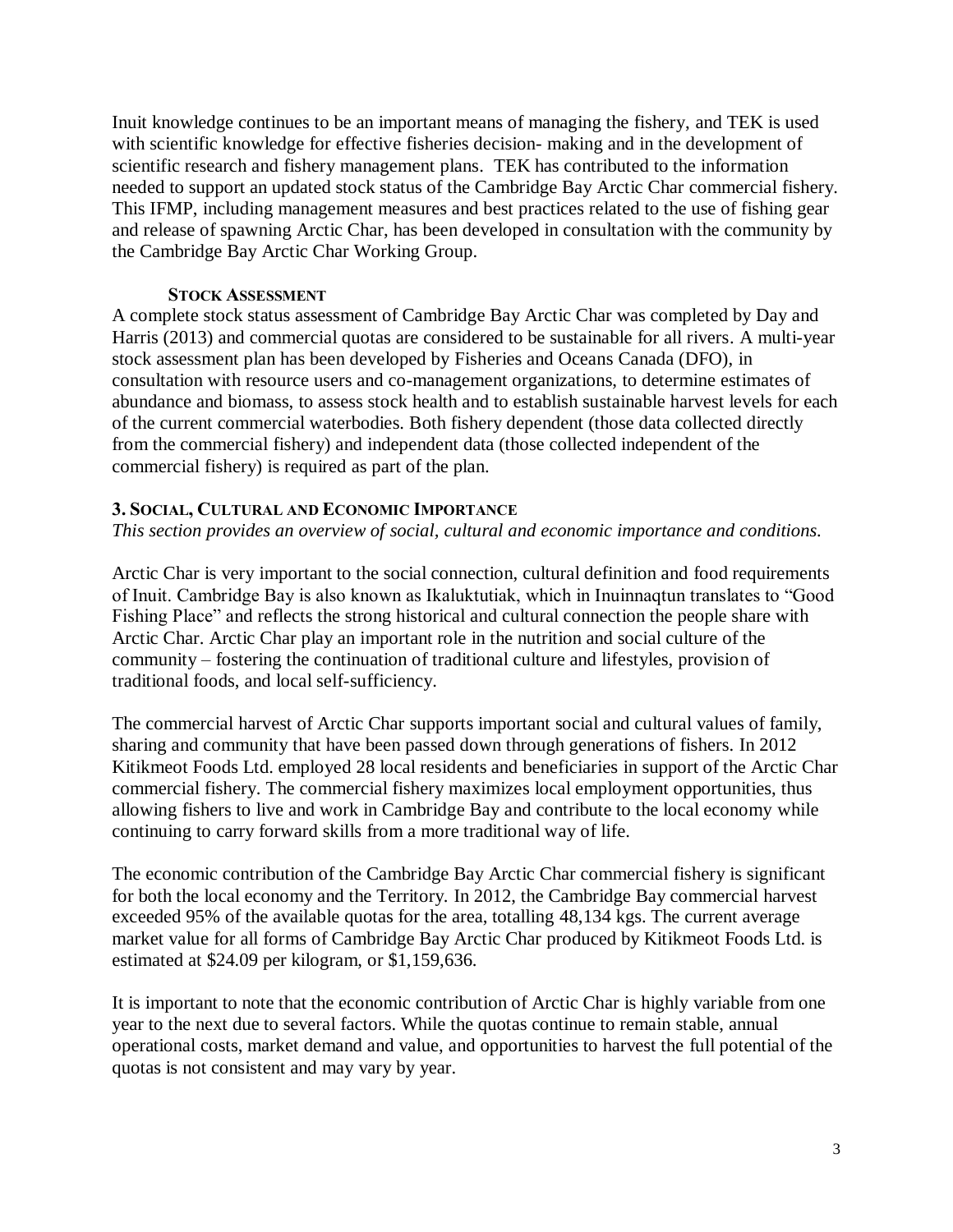Inuit knowledge continues to be an important means of managing the fishery, and TEK is used with scientific knowledge for effective fisheries decision- making and in the development of scientific research and fishery management plans. TEK has contributed to the information needed to support an updated stock status of the Cambridge Bay Arctic Char commercial fishery. This IFMP, including management measures and best practices related to the use of fishing gear and release of spawning Arctic Char, has been developed in consultation with the community by the Cambridge Bay Arctic Char Working Group.

### STOCK ASSESSMENT

A complete stock status assessment of Cambridge Bay Arctic Char was completed by Day and Harris (2013) and commercial quotas are considered to be sustainable for all rivers. A multi-year stock assessment plan has been developed by Fisheries and Oceans Canada (DFO), in consultation with resource users and co-management organizations, to determine estimates of abundance and biomass, to assess stock health and to establish sustainable harvest levels for each of the current commercial waterbodies. Both fishery dependent (those data collected directly from the commercial fishery) and independent data (those collected independent of the commercial fishery) is required as part of the plan.

## 3. SOCIAL, CULTURAL AND ECONOMIC IMPORTANCE

*This section provides an overview of social, cultural and economic importance and conditions.*

Arctic Char is very important to the social connection, cultural definition and food requirements of Inuit. Cambridge Bay is also known as Ikaluktutiak, which in Inuinnaqtun translates to "Good Fishing Place" and reflects the strong historical and cultural connection the people share with Arctic Char. Arctic Char play an important role in the nutrition and social culture of the community – fostering the continuation of traditional culture and lifestyles, provision of traditional foods, and local self-sufficiency.

The commercial harvest of Arctic Char supports important social and cultural values of family, sharing and community that have been passed down through generations of fishers. In 2012 Kitikmeot Foods Ltd. employed 28 local residents and beneficiaries in support of the Arctic Char commercial fishery. The commercial fishery maximizes local employment opportunities, thus allowing fishers to live and work in Cambridge Bay and contribute to the local economy while continuing to carry forward skills from a more traditional way of life.

The economic contribution of the Cambridge Bay Arctic Char commercial fishery is significant for both the local economy and the Territory. In 2012, the Cambridge Bay commercial harvest exceeded 95% of the available quotas for the area, totalling 48,134 kgs. The current average market value for all forms of Cambridge Bay Arctic Char produced by Kitikmeot Foods Ltd. is estimated at $24.09 per kilogram, or $1,159,636.

It is important to note that the economic contribution of Arctic Char is highly variable from one year to the next due to several factors. While the quotas continue to remain stable, annual operational costs, market demand and value, and opportunities to harvest the full potential of the quotas is not consistent and may vary by year.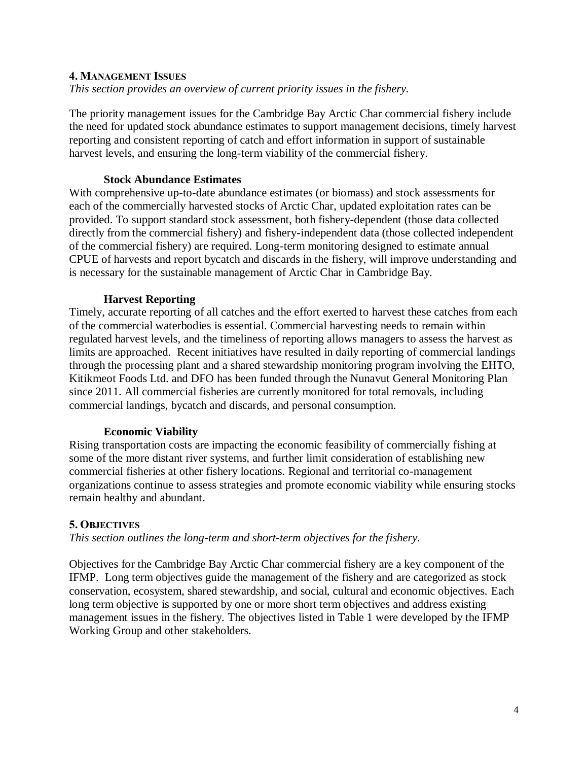## 4. Management Issues

*This section provides an overview of current priority issues in the fishery.*

The priority management issues for the Cambridge Bay Arctic Char commercial fishery include the need for updated stock abundance estimates to support management decisions, timely harvest reporting and consistent reporting of catch and effort information in support of sustainable harvest levels, and ensuring the long-term viability of the commercial fishery.

### Stock Abundance Estimates

With comprehensive up-to-date abundance estimates (or biomass) and stock assessments for each of the commercially harvested stocks of Arctic Char, updated exploitation rates can be provided. To support standard stock assessment, both fishery-dependent (those data collected directly from the commercial fishery) and fishery-independent data (those collected independent of the commercial fishery) are required. Long-term monitoring designed to estimate annual CPUE of harvests and report bycatch and discards in the fishery, will improve understanding and is necessary for the sustainable management of Arctic Char in Cambridge Bay.

### Harvest Reporting

Timely, accurate reporting of all catches and the effort exerted to harvest these catches from each of the commercial waterbodies is essential. Commercial harvesting needs to remain within regulated harvest levels, and the timeliness of reporting allows managers to assess the harvest as limits are approached. Recent initiatives have resulted in daily reporting of commercial landings through the processing plant and a shared stewardship monitoring program involving the EHTO, Kitikmeot Foods Ltd. and DFO has been funded through the Nunavut General Monitoring Plan since 2011. All commercial fisheries are currently monitored for total removals, including commercial landings, bycatch and discards, and personal consumption.

### Economic Viability

Rising transportation costs are impacting the economic feasibility of commercially fishing at some of the more distant river systems, and further limit consideration of establishing new commercial fisheries at other fishery locations. Regional and territorial co-management organizations continue to assess strategies and promote economic viability while ensuring stocks remain healthy and abundant.

## 5. Objectives

*This section outlines the long-term and short-term objectives for the fishery.*

Objectives for the Cambridge Bay Arctic Char commercial fishery are a key component of the IFMP. Long term objectives guide the management of the fishery and are categorized as stock conservation, ecosystem, shared stewardship, and social, cultural and economic objectives. Each long term objective is supported by one or more short term objectives and address existing management issues in the fishery. The objectives listed in Table 1 were developed by the IFMP Working Group and other stakeholders.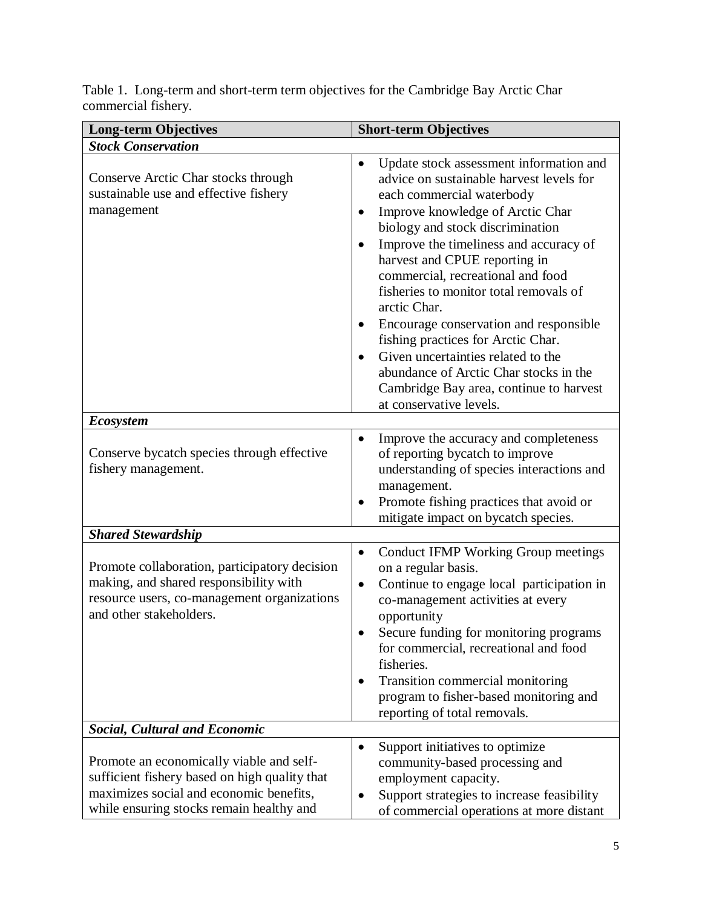Table 1. Long-term and short-term term objectives for the Cambridge Bay Arctic Char commercial fishery.

| Long-term Objectives | Short-term Objectives |
| --- | --- |
| ***Stock Conservation*** | |
| Conserve Arctic Char stocks through sustainable use and effective fishery management | • Update stock assessment information and advice on sustainable harvest levels for each commercial waterbody<br>• Improve knowledge of Arctic Char biology and stock discrimination<br>• Improve the timeliness and accuracy of harvest and CPUE reporting in commercial, recreational and food fisheries to monitor total removals of arctic Char.<br>• Encourage conservation and responsible fishing practices for Arctic Char.<br>• Given uncertainties related to the abundance of Arctic Char stocks in the Cambridge Bay area, continue to harvest at conservative levels. |
| ***Ecosystem*** | |
| Conserve bycatch species through effective fishery management. | • Improve the accuracy and completeness of reporting bycatch to improve understanding of species interactions and management.<br>• Promote fishing practices that avoid or mitigate impact on bycatch species. |
| ***Shared Stewardship*** | |
| Promote collaboration, participatory decision making, and shared responsibility with resource users, co-management organizations and other stakeholders. | • Conduct IFMP Working Group meetings on a regular basis.<br>• Continue to engage local participation in co-management activities at every opportunity<br>• Secure funding for monitoring programs for commercial, recreational and food fisheries.<br>• Transition commercial monitoring program to fisher-based monitoring and reporting of total removals. |
| ***Social, Cultural and Economic*** | |
| Promote an economically viable and self-sufficient fishery based on high quality that maximizes social and economic benefits, while ensuring stocks remain healthy and | • Support initiatives to optimize community-based processing and employment capacity.<br>• Support strategies to increase feasibility of commercial operations at more distant |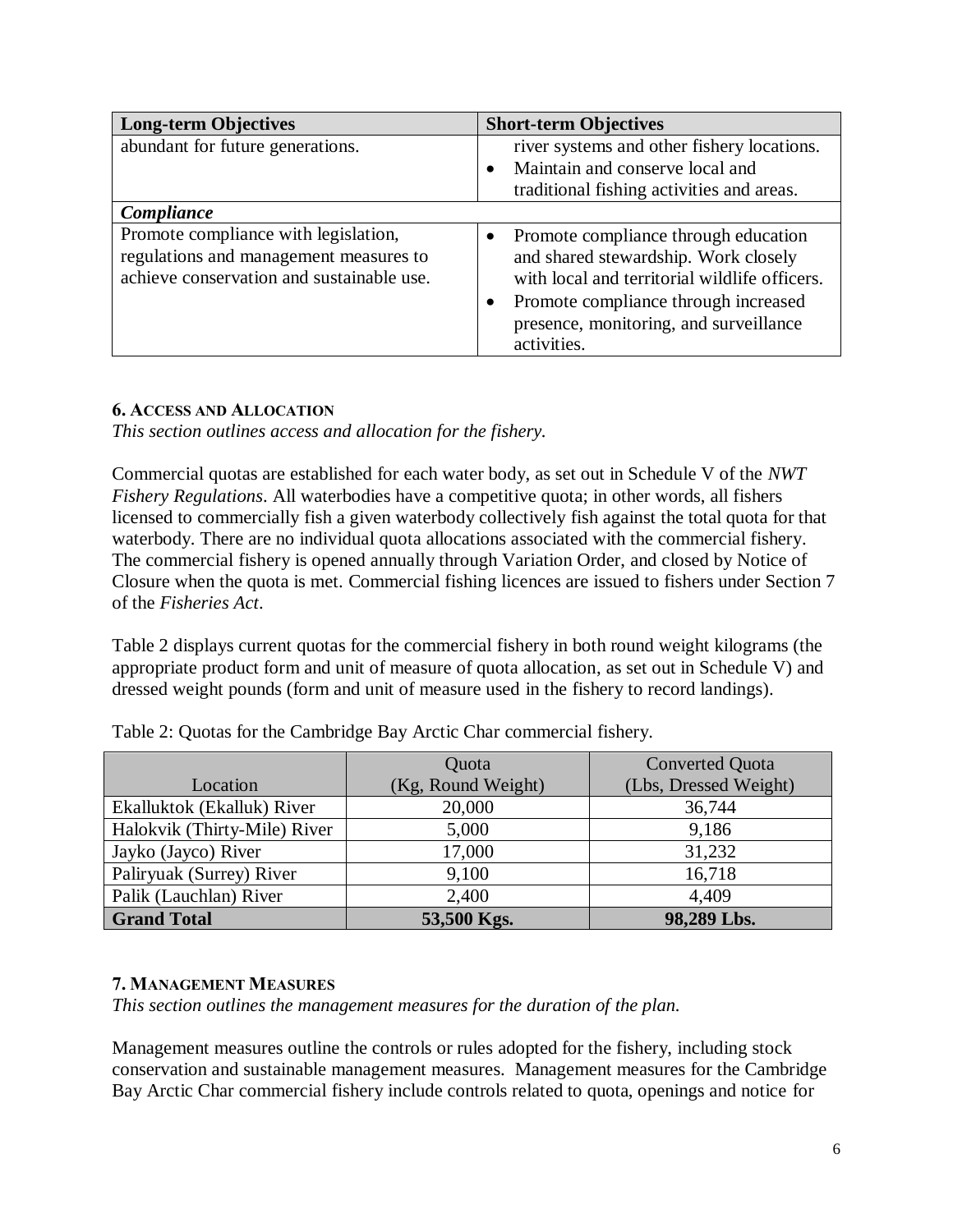| Long-term Objectives | Short-term Objectives |
| --- | --- |
| abundant for future generations. | river systems and other fishery locations.<br>• Maintain and conserve local and traditional fishing activities and areas. |
| ***Compliance*** | |
| Promote compliance with legislation, regulations and management measures to achieve conservation and sustainable use. | • Promote compliance through education and shared stewardship. Work closely with local and territorial wildlife officers.<br>• Promote compliance through increased presence, monitoring, and surveillance activities. |

## 6. Access and Allocation

*This section outlines access and allocation for the fishery.*

Commercial quotas are established for each water body, as set out in Schedule V of the *NWT Fishery Regulations*. All waterbodies have a competitive quota; in other words, all fishers licensed to commercially fish a given waterbody collectively fish against the total quota for that waterbody. There are no individual quota allocations associated with the commercial fishery. The commercial fishery is opened annually through Variation Order, and closed by Notice of Closure when the quota is met. Commercial fishing licences are issued to fishers under Section 7 of the *Fisheries Act*.

Table 2 displays current quotas for the commercial fishery in both round weight kilograms (the appropriate product form and unit of measure of quota allocation, as set out in Schedule V) and dressed weight pounds (form and unit of measure used in the fishery to record landings).

Table 2: Quotas for the Cambridge Bay Arctic Char commercial fishery.

| Location | Quota (Kg, Round Weight) | Converted Quota (Lbs, Dressed Weight) |
| --- | --- | --- |
| Ekalluktok (Ekalluk) River | 20,000 | 36,744 |
| Halokvik (Thirty-Mile) River | 5,000 | 9,186 |
| Jayko (Jayco) River | 17,000 | 31,232 |
| Paliryuak (Surrey) River | 9,100 | 16,718 |
| Palik (Lauchlan) River | 2,400 | 4,409 |
| **Grand Total** | **53,500 Kgs.** | **98,289 Lbs.** |

## 7. Management Measures

*This section outlines the management measures for the duration of the plan.*

Management measures outline the controls or rules adopted for the fishery, including stock conservation and sustainable management measures. Management measures for the Cambridge Bay Arctic Char commercial fishery include controls related to quota, openings and notice for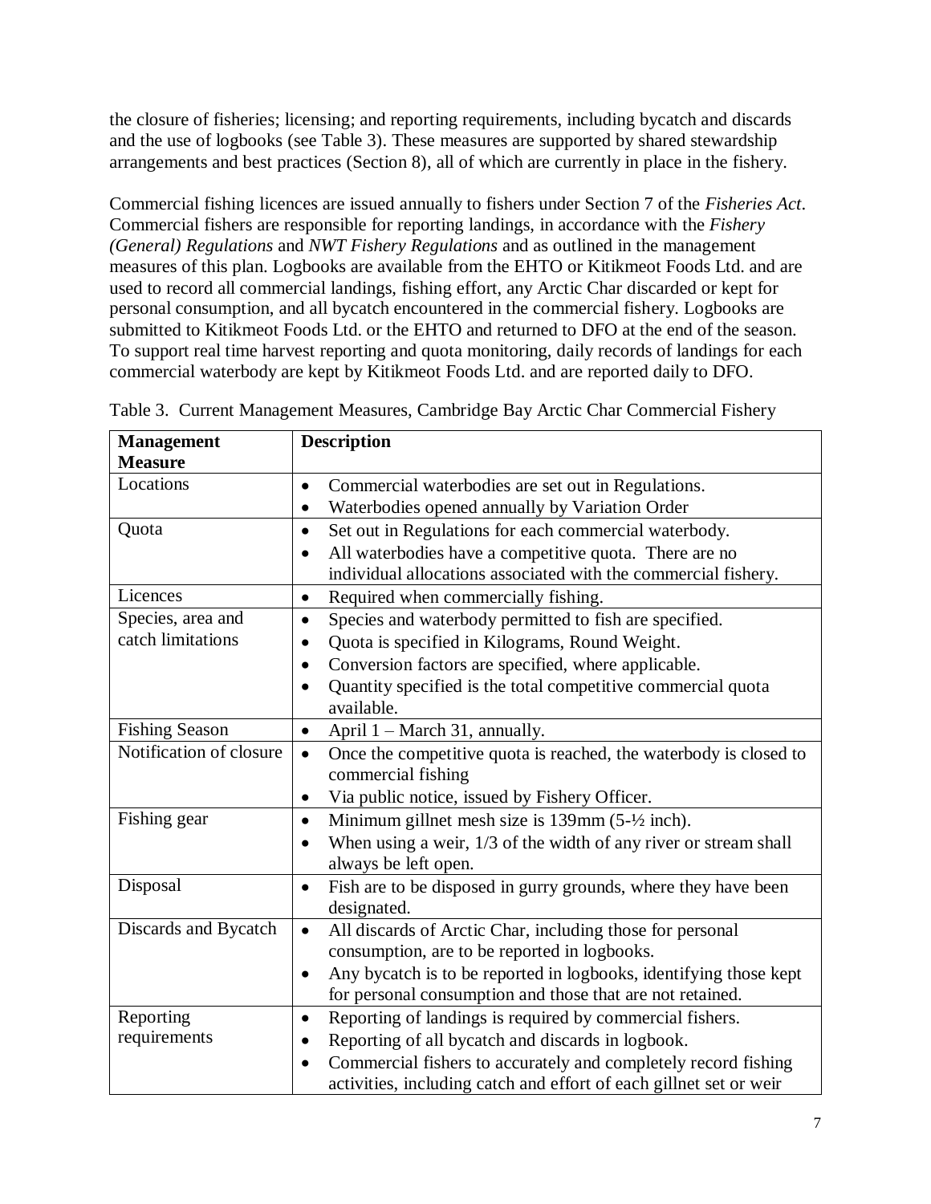the closure of fisheries; licensing; and reporting requirements, including bycatch and discards and the use of logbooks (see Table 3). These measures are supported by shared stewardship arrangements and best practices (Section 8), all of which are currently in place in the fishery.

Commercial fishing licences are issued annually to fishers under Section 7 of the *Fisheries Act*. Commercial fishers are responsible for reporting landings, in accordance with the *Fishery (General) Regulations* and *NWT Fishery Regulations* and as outlined in the management measures of this plan. Logbooks are available from the EHTO or Kitikmeot Foods Ltd. and are used to record all commercial landings, fishing effort, any Arctic Char discarded or kept for personal consumption, and all bycatch encountered in the commercial fishery. Logbooks are submitted to Kitikmeot Foods Ltd. or the EHTO and returned to DFO at the end of the season. To support real time harvest reporting and quota monitoring, daily records of landings for each commercial waterbody are kept by Kitikmeot Foods Ltd. and are reported daily to DFO.

Table 3. Current Management Measures, Cambridge Bay Arctic Char Commercial Fishery

| Management Measure | Description |
|---|---|
| Locations | • Commercial waterbodies are set out in Regulations.<br>• Waterbodies opened annually by Variation Order |
| Quota | • Set out in Regulations for each commercial waterbody.<br>• All waterbodies have a competitive quota. There are no individual allocations associated with the commercial fishery. |
| Licences | • Required when commercially fishing. |
| Species, area and catch limitations | • Species and waterbody permitted to fish are specified.<br>• Quota is specified in Kilograms, Round Weight.<br>• Conversion factors are specified, where applicable.<br>• Quantity specified is the total competitive commercial quota available. |
| Fishing Season | • April 1 – March 31, annually. |
| Notification of closure | • Once the competitive quota is reached, the waterbody is closed to commercial fishing<br>• Via public notice, issued by Fishery Officer. |
| Fishing gear | • Minimum gillnet mesh size is 139mm (5-½ inch).<br>• When using a weir, 1/3 of the width of any river or stream shall always be left open. |
| Disposal | • Fish are to be disposed in gurry grounds, where they have been designated. |
| Discards and Bycatch | • All discards of Arctic Char, including those for personal consumption, are to be reported in logbooks.<br>• Any bycatch is to be reported in logbooks, identifying those kept for personal consumption and those that are not retained. |
| Reporting requirements | • Reporting of landings is required by commercial fishers.<br>• Reporting of all bycatch and discards in logbook.<br>• Commercial fishers to accurately and completely record fishing activities, including catch and effort of each gillnet set or weir |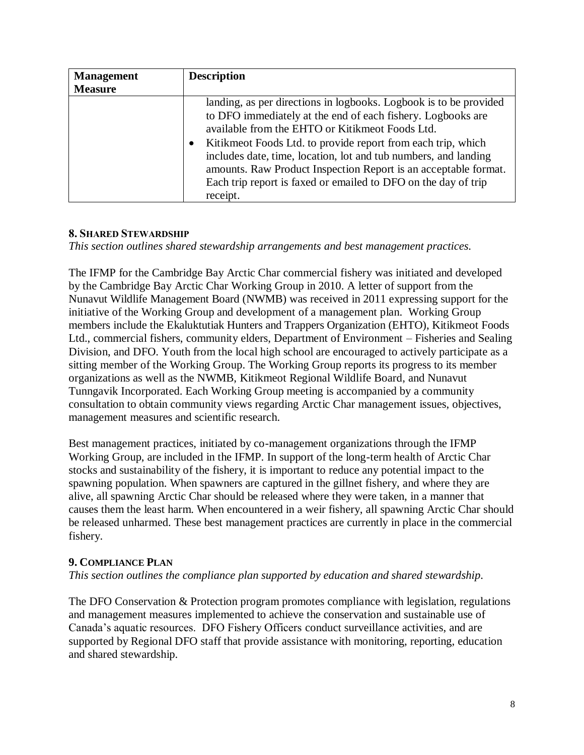| Management Measure | Description |
| --- | --- |
| | landing, as per directions in logbooks. Logbook is to be provided to DFO immediately at the end of each fishery. Logbooks are available from the EHTO or Kitikmeot Foods Ltd.<br>• Kitikmeot Foods Ltd. to provide report from each trip, which includes date, time, location, lot and tub numbers, and landing amounts. Raw Product Inspection Report is an acceptable format. Each trip report is faxed or emailed to DFO on the day of trip receipt. |

## 8. Shared Stewardship

*This section outlines shared stewardship arrangements and best management practices.*

The IFMP for the Cambridge Bay Arctic Char commercial fishery was initiated and developed by the Cambridge Bay Arctic Char Working Group in 2010. A letter of support from the Nunavut Wildlife Management Board (NWMB) was received in 2011 expressing support for the initiative of the Working Group and development of a management plan. Working Group members include the Ekaluktutiak Hunters and Trappers Organization (EHTO), Kitikmeot Foods Ltd., commercial fishers, community elders, Department of Environment – Fisheries and Sealing Division, and DFO. Youth from the local high school are encouraged to actively participate as a sitting member of the Working Group. The Working Group reports its progress to its member organizations as well as the NWMB, Kitikmeot Regional Wildlife Board, and Nunavut Tunngavik Incorporated. Each Working Group meeting is accompanied by a community consultation to obtain community views regarding Arctic Char management issues, objectives, management measures and scientific research.

Best management practices, initiated by co-management organizations through the IFMP Working Group, are included in the IFMP. In support of the long-term health of Arctic Char stocks and sustainability of the fishery, it is important to reduce any potential impact to the spawning population. When spawners are captured in the gillnet fishery, and where they are alive, all spawning Arctic Char should be released where they were taken, in a manner that causes them the least harm. When encountered in a weir fishery, all spawning Arctic Char should be released unharmed. These best management practices are currently in place in the commercial fishery.

## 9. Compliance Plan

*This section outlines the compliance plan supported by education and shared stewardship.*

The DFO Conservation & Protection program promotes compliance with legislation, regulations and management measures implemented to achieve the conservation and sustainable use of Canada's aquatic resources. DFO Fishery Officers conduct surveillance activities, and are supported by Regional DFO staff that provide assistance with monitoring, reporting, education and shared stewardship.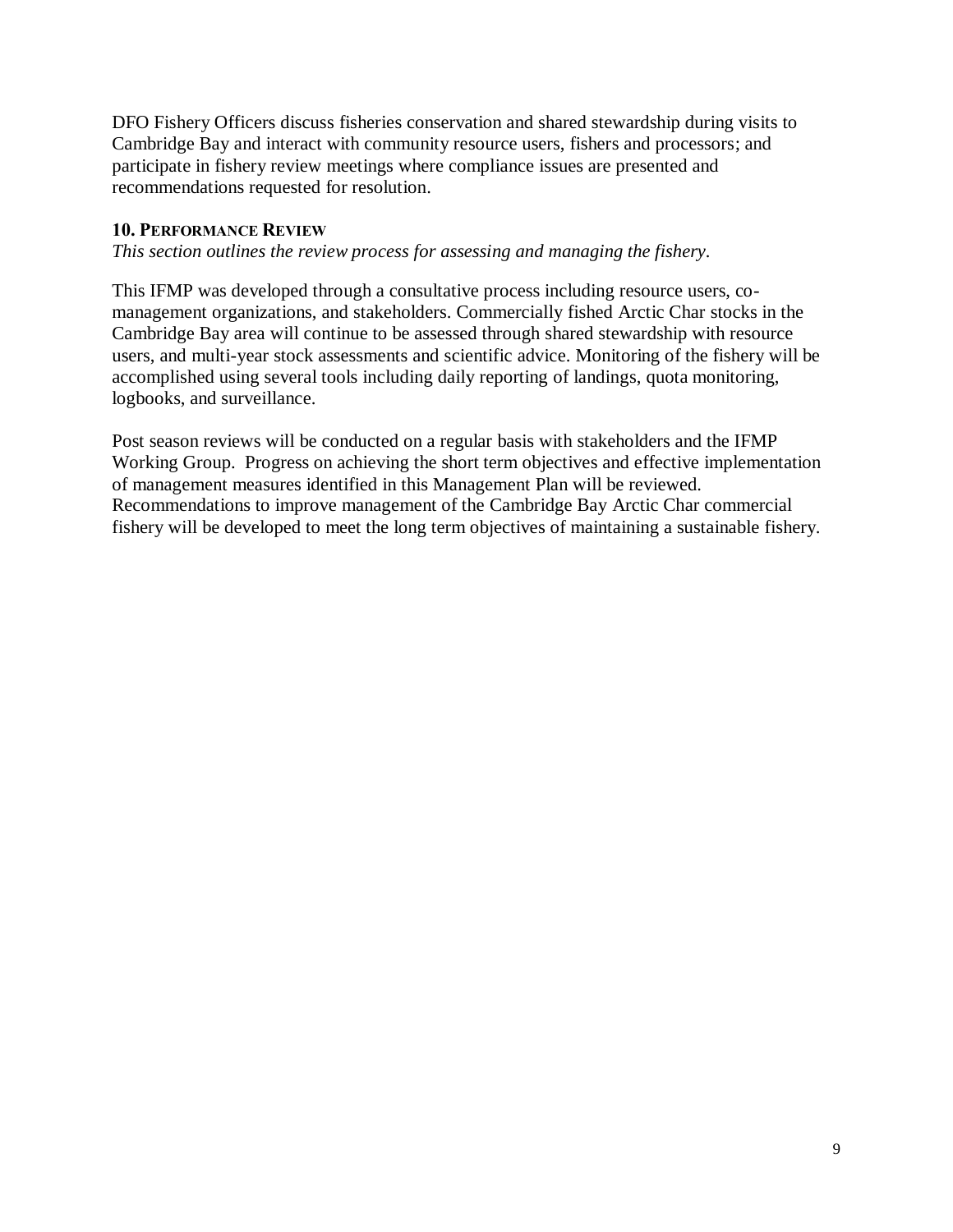DFO Fishery Officers discuss fisheries conservation and shared stewardship during visits to Cambridge Bay and interact with community resource users, fishers and processors; and participate in fishery review meetings where compliance issues are presented and recommendations requested for resolution.

## 10. Performance Review

*This section outlines the review process for assessing and managing the fishery.*

This IFMP was developed through a consultative process including resource users, co-management organizations, and stakeholders. Commercially fished Arctic Char stocks in the Cambridge Bay area will continue to be assessed through shared stewardship with resource users, and multi-year stock assessments and scientific advice. Monitoring of the fishery will be accomplished using several tools including daily reporting of landings, quota monitoring, logbooks, and surveillance.

Post season reviews will be conducted on a regular basis with stakeholders and the IFMP Working Group. Progress on achieving the short term objectives and effective implementation of management measures identified in this Management Plan will be reviewed. Recommendations to improve management of the Cambridge Bay Arctic Char commercial fishery will be developed to meet the long term objectives of maintaining a sustainable fishery.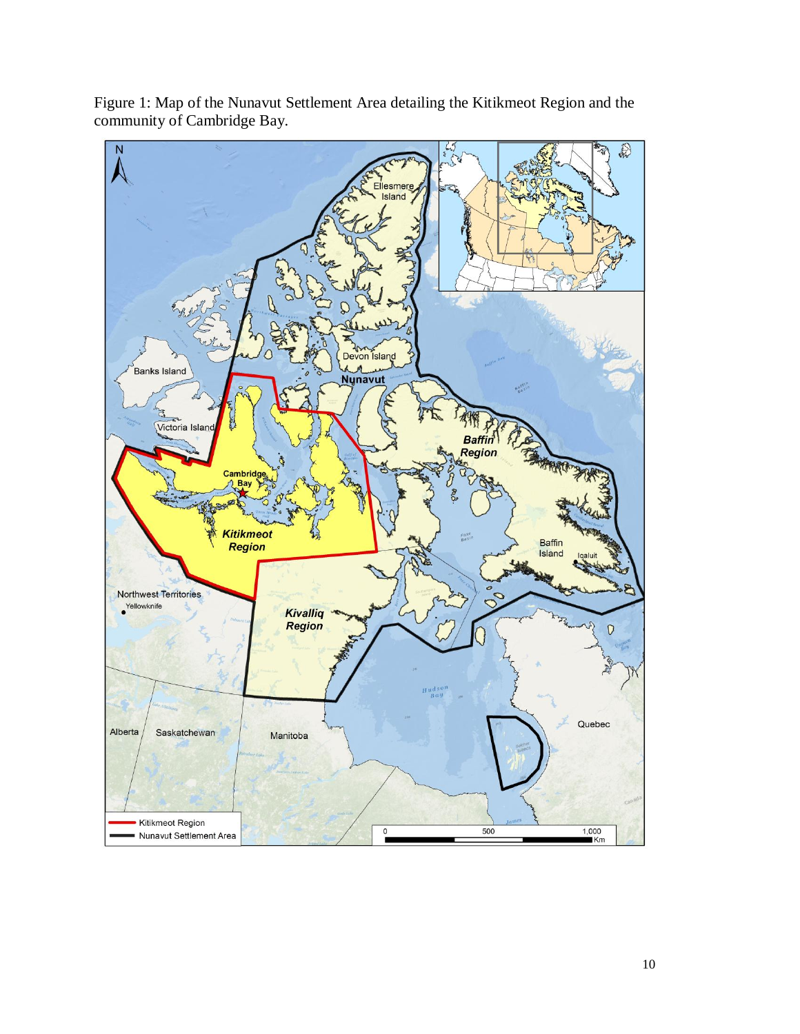Figure 1: Map of the Nunavut Settlement Area detailing the Kitikmeot Region and the community of Cambridge Bay.

N

Ellesmere Island

Devon Island

Banks Island

Nunavut

Victoria Island

Baffin Region

Cambridge Bay

Kitikmeot Region

Baffin Island

Iqaluit

Northwest Territories

Yellowknife

Kivalliq Region

Hudson Bay

Quebec

Alberta

Saskatchewan

Manitoba

Kitikmeot Region

Nunavut Settlement Area

0 500 1,000 Km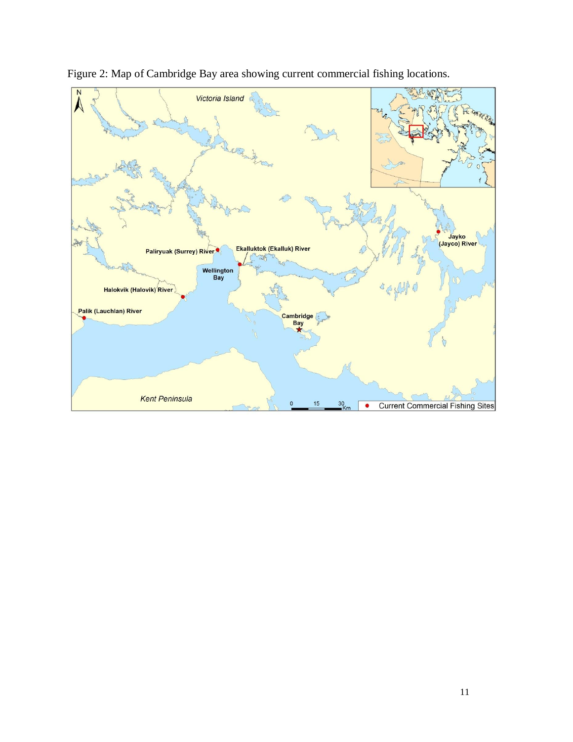Figure 2: Map of Cambridge Bay area showing current commercial fishing locations.

Victoria Island

Paliryuak (Surrey) River

Ekalluktok (Ekalluk) River

Wellington Bay

Halokvik (Halovik) River

Palik (Lauchlan) River

Cambridge Bay

Jayko (Jayco) River

Kent Peninsula

0 15 30 Km

Current Commercial Fishing Sites